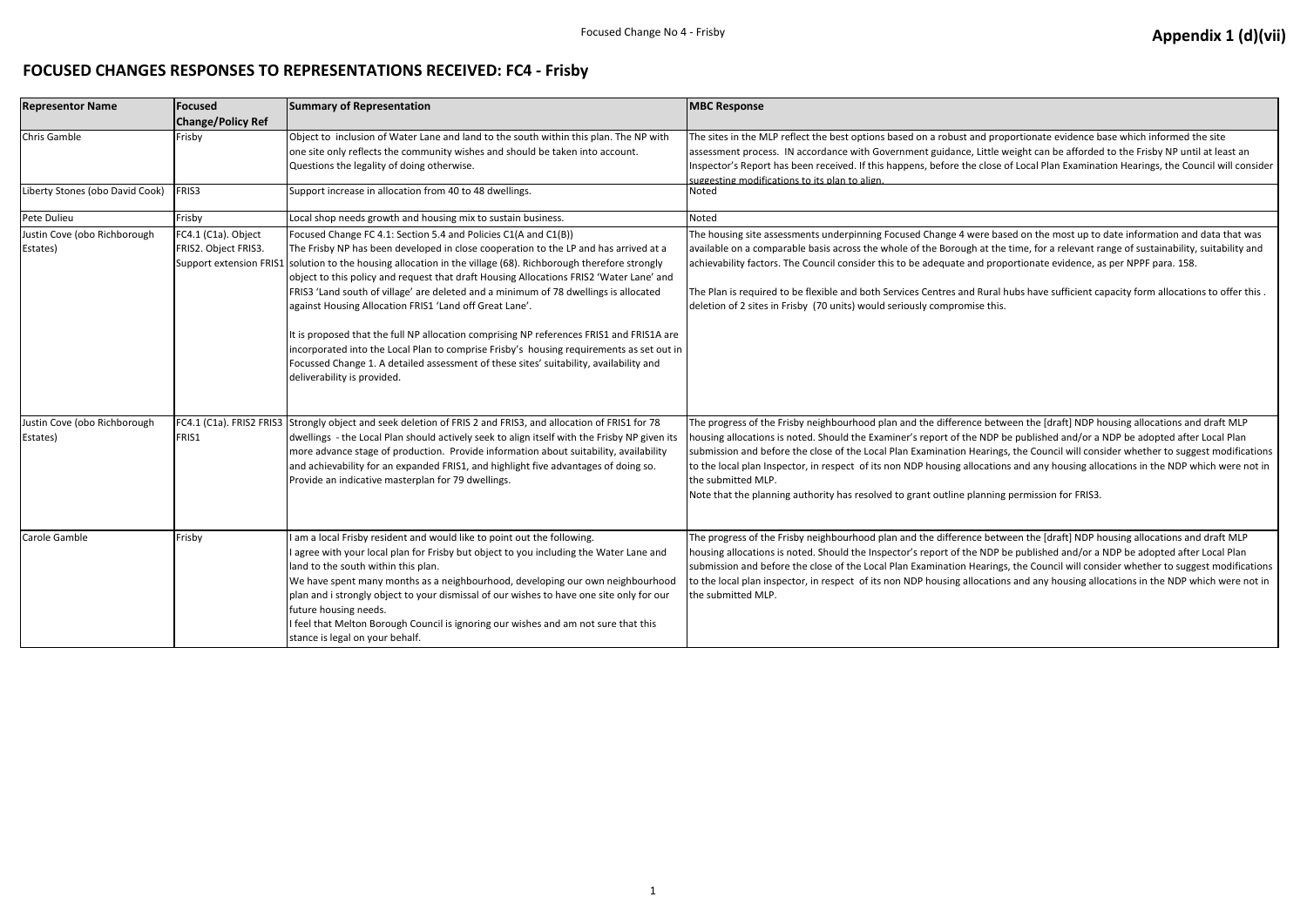**Appendix 1 (d)(vii)**

# FOCUSED CHANGES RESPONSES TO REPRESENTATIONS RECEIVED: FC4 - Frisby

| Representor Name | Focused Change/Policy Ref | Summary of Representation | MBC Response |
|---|---|---|---|
| Chris Gamble | Frisby | Object to inclusion of Water Lane and land to the south within this plan. The NP with one site only reflects the community wishes and should be taken into account. Questions the legality of doing otherwise. | The sites in the MLP reflect the best options based on a robust and proportionate evidence base which informed the site assessment process. IN accordance with Government guidance, Little weight can be afforded to the Frisby NP until at least an Inspector's Report has been received. If this happens, before the close of Local Plan Examination Hearings, the Council will consider suggesting modifications to its plan to align. |
| Liberty Stones (obo David Cook) | FRIS3 | Support increase in allocation from 40 to 48 dwellings. | Noted |
| Pete Dulieu | Frisby | Local shop needs growth and housing mix to sustain business. | Noted |
| Justin Cove (obo Richborough Estates) | FC4.1 (C1a). Object FRIS2. Object FRIS3. Support extension FRIS1 | Focused Change FC 4.1: Section 5.4 and Policies C1(A and C1(B))<br>The Frisby NP has been developed in close cooperation to the LP and has arrived at a solution to the housing allocation in the village (68). Richborough therefore strongly object to this policy and request that draft Housing Allocations FRIS2 'Water Lane' and FRIS3 'Land south of village' are deleted and a minimum of 78 dwellings is allocated against Housing Allocation FRIS1 'Land off Great Lane'.<br><br>It is proposed that the full NP allocation comprising NP references FRIS1 and FRIS1A are incorporated into the Local Plan to comprise Frisby's housing requirements as set out in Focussed Change 1. A detailed assessment of these sites' suitability, availability and deliverability is provided. | The housing site assessments underpinning Focused Change 4 were based on the most up to date information and data that was available on a comparable basis across the whole of the Borough at the time, for a relevant range of sustainability, suitability and achievability factors. The Council consider this to be adequate and proportionate evidence, as per NPPF para. 158.<br><br>The Plan is required to be flexible and both Services Centres and Rural hubs have sufficient capacity form allocations to offer this . deletion of 2 sites in Frisby (70 units) would seriously compromise this. |
| Justin Cove (obo Richborough Estates) | FC4.1 (C1a). FRIS2 FRIS3 FRIS1 | Strongly object and seek deletion of FRIS 2 and FRIS3, and allocation of FRIS1 for 78 dwellings - the Local Plan should actively seek to align itself with the Frisby NP given its more advance stage of production. Provide information about suitability, availability and achievability for an expanded FRIS1, and highlight five advantages of doing so. Provide an indicative masterplan for 79 dwellings. | The progress of the Frisby neighbourhood plan and the difference between the [draft] NDP housing allocations and draft MLP housing allocations is noted. Should the Examiner's report of the NDP be published and/or a NDP be adopted after Local Plan submission and before the close of the Local Plan Examination Hearings, the Council will consider whether to suggest modifications to the local plan Inspector, in respect of its non NDP housing allocations and any housing allocations in the NDP which were not in the submitted MLP.<br>Note that the planning authority has resolved to grant outline planning permission for FRIS3. |
| Carole Gamble | Frisby | I am a local Frisby resident and would like to point out the following.<br>I agree with your local plan for Frisby but object to you including the Water Lane and land to the south within this plan.<br>We have spent many months as a neighbourhood, developing our own neighbourhood plan and i strongly object to your dismissal of our wishes to have one site only for our future housing needs.<br>I feel that Melton Borough Council is ignoring our wishes and am not sure that this stance is legal on your behalf. | The progress of the Frisby neighbourhood plan and the difference between the [draft] NDP housing allocations and draft MLP housing allocations is noted. Should the Inspector's report of the NDP be published and/or a NDP be adopted after Local Plan submission and before the close of the Local Plan Examination Hearings, the Council will consider whether to suggest modifications to the local plan inspector, in respect of its non NDP housing allocations and any housing allocations in the NDP which were not in the submitted MLP. |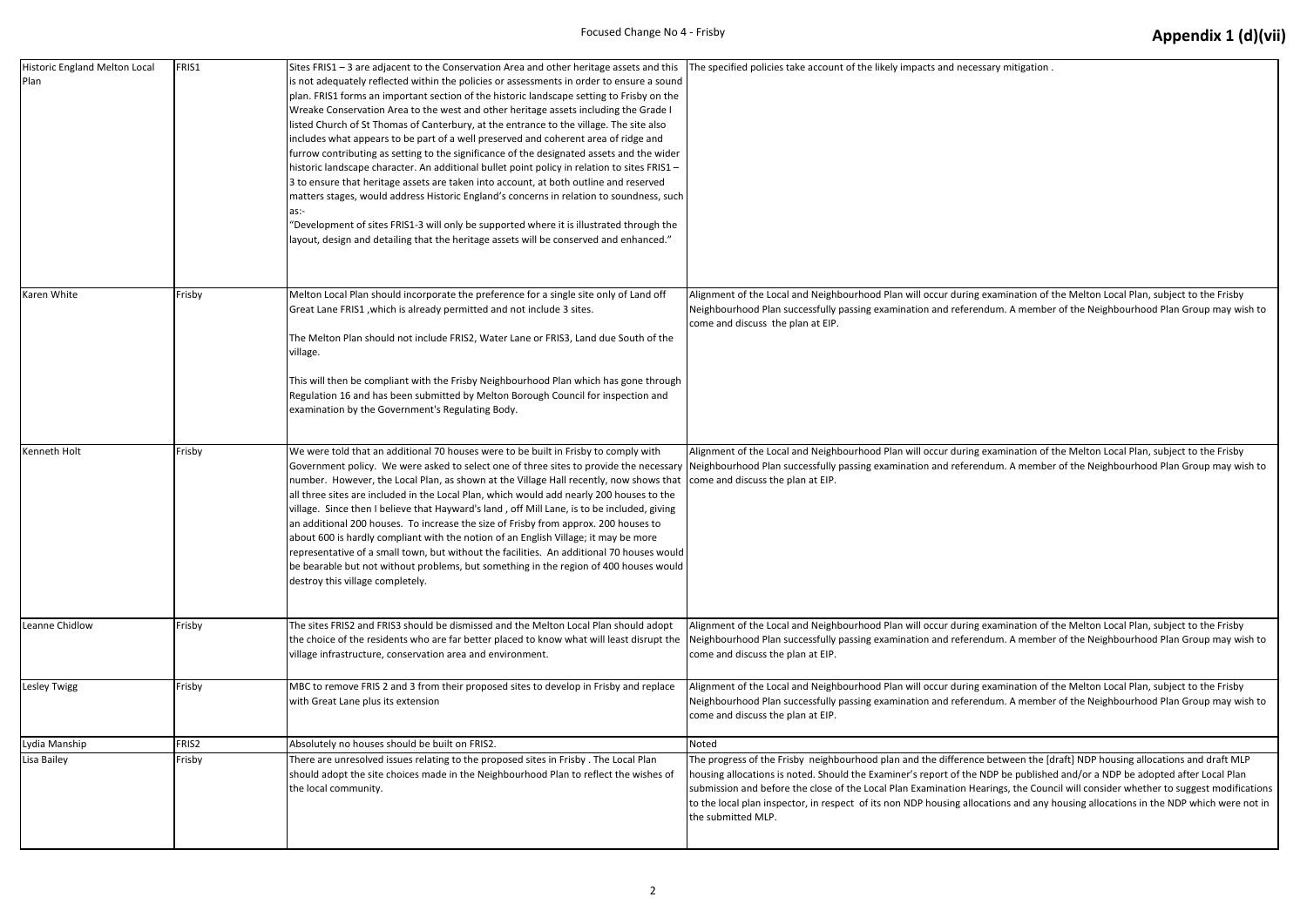| Historic England Melton Local Plan | FRIS1 | Sites FRIS1 – 3 are adjacent to the Conservation Area and other heritage assets and this is not adequately reflected within the policies or assessments in order to ensure a sound plan. FRIS1 forms an important section of the historic landscape setting to Frisby on the Wreake Conservation Area to the west and other heritage assets including the Grade I listed Church of St Thomas of Canterbury, at the entrance to the village. The site also includes what appears to be part of a well preserved and coherent area of ridge and furrow contributing as setting to the significance of the designated assets and the wider historic landscape character. An additional bullet point policy in relation to sites FRIS1 – 3 to ensure that heritage assets are taken into account, at both outline and reserved matters stages, would address Historic England's concerns in relation to soundness, such as:-<br>"Development of sites FRIS1-3 will only be supported where it is illustrated through the layout, design and detailing that the heritage assets will be conserved and enhanced." | The specified policies take account of the likely impacts and necessary mitigation . |
|---|---|---|---|
| Karen White | Frisby | Melton Local Plan should incorporate the preference for a single site only of Land off Great Lane FRIS1 ,which is already permitted and not include 3 sites.<br><br>The Melton Plan should not include FRIS2, Water Lane or FRIS3, Land due South of the village.<br><br>This will then be compliant with the Frisby Neighbourhood Plan which has gone through Regulation 16 and has been submitted by Melton Borough Council for inspection and examination by the Government's Regulating Body. | Alignment of the Local and Neighbourhood Plan will occur during examination of the Melton Local Plan, subject to the Frisby Neighbourhood Plan successfully passing examination and referendum. A member of the Neighbourhood Plan Group may wish to come and discuss the plan at EIP. |
| Kenneth Holt | Frisby | We were told that an additional 70 houses were to be built in Frisby to comply with Government policy. We were asked to select one of three sites to provide the necessary number. However, the Local Plan, as shown at the Village Hall recently, now shows that all three sites are included in the Local Plan, which would add nearly 200 houses to the village. Since then I believe that Hayward's land , off Mill Lane, is to be included, giving an additional 200 houses. To increase the size of Frisby from approx. 200 houses to about 600 is hardly compliant with the notion of an English Village; it may be more representative of a small town, but without the facilities. An additional 70 houses would be bearable but not without problems, but something in the region of 400 houses would destroy this village completely. | Alignment of the Local and Neighbourhood Plan will occur during examination of the Melton Local Plan, subject to the Frisby Neighbourhood Plan successfully passing examination and referendum. A member of the Neighbourhood Plan Group may wish to come and discuss the plan at EIP. |
| Leanne Chidlow | Frisby | The sites FRIS2 and FRIS3 should be dismissed and the Melton Local Plan should adopt the choice of the residents who are far better placed to know what will least disrupt the village infrastructure, conservation area and environment. | Alignment of the Local and Neighbourhood Plan will occur during examination of the Melton Local Plan, subject to the Frisby Neighbourhood Plan successfully passing examination and referendum. A member of the Neighbourhood Plan Group may wish to come and discuss the plan at EIP. |
| Lesley Twigg | Frisby | MBC to remove FRIS 2 and 3 from their proposed sites to develop in Frisby and replace with Great Lane plus its extension | Alignment of the Local and Neighbourhood Plan will occur during examination of the Melton Local Plan, subject to the Frisby Neighbourhood Plan successfully passing examination and referendum. A member of the Neighbourhood Plan Group may wish to come and discuss the plan at EIP. |
| Lydia Manship | FRIS2 | Absolutely no houses should be built on FRIS2. | Noted |
| Lisa Bailey | Frisby | There are unresolved issues relating to the proposed sites in Frisby . The Local Plan should adopt the site choices made in the Neighbourhood Plan to reflect the wishes of the local community. | The progress of the Frisby neighbourhood plan and the difference between the [draft] NDP housing allocations and draft MLP housing allocations is noted. Should the Examiner's report of the NDP be published and/or a NDP be adopted after Local Plan submission and before the close of the Local Plan Examination Hearings, the Council will consider whether to suggest modifications to the local plan inspector, in respect of its non NDP housing allocations and any housing allocations in the NDP which were not in the submitted MLP. |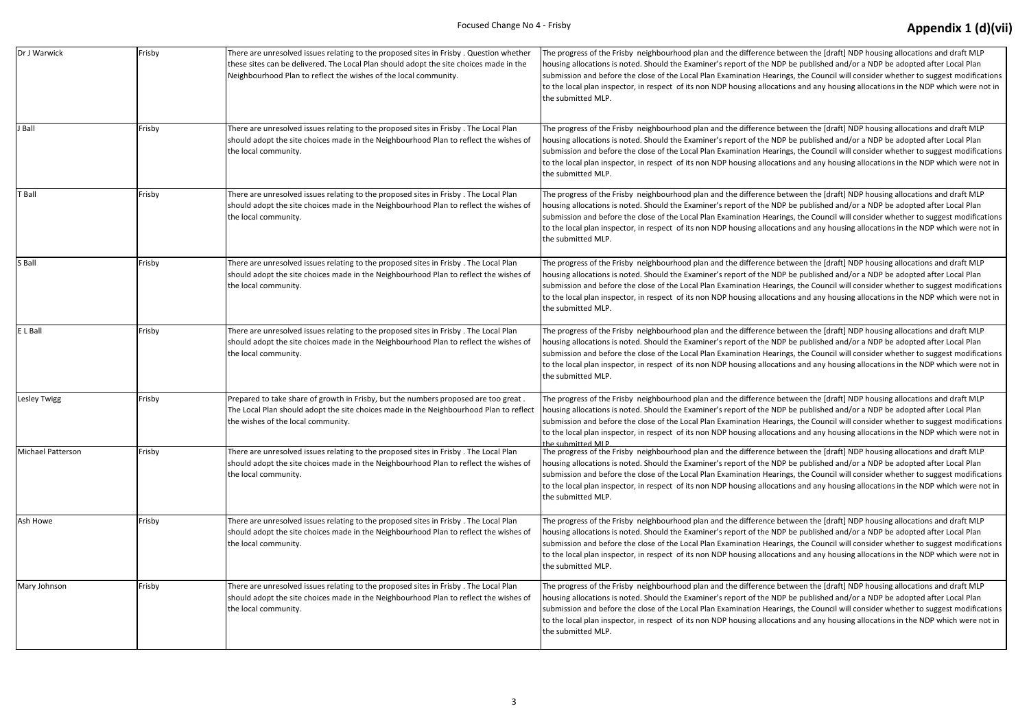| Dr J Warwick | Frisby | There are unresolved issues relating to the proposed sites in Frisby . Question whether these sites can be delivered. The Local Plan should adopt the site choices made in the Neighbourhood Plan to reflect the wishes of the local community. | The progress of the Frisby neighbourhood plan and the difference between the [draft] NDP housing allocations and draft MLP housing allocations is noted. Should the Examiner's report of the NDP be published and/or a NDP be adopted after Local Plan submission and before the close of the Local Plan Examination Hearings, the Council will consider whether to suggest modifications to the local plan inspector, in respect of its non NDP housing allocations and any housing allocations in the NDP which were not in the submitted MLP. |
|---|---|---|---|
| J Ball | Frisby | There are unresolved issues relating to the proposed sites in Frisby . The Local Plan should adopt the site choices made in the Neighbourhood Plan to reflect the wishes of the local community. | The progress of the Frisby neighbourhood plan and the difference between the [draft] NDP housing allocations and draft MLP housing allocations is noted. Should the Examiner's report of the NDP be published and/or a NDP be adopted after Local Plan submission and before the close of the Local Plan Examination Hearings, the Council will consider whether to suggest modifications to the local plan inspector, in respect of its non NDP housing allocations and any housing allocations in the NDP which were not in the submitted MLP. |
| T Ball | Frisby | There are unresolved issues relating to the proposed sites in Frisby . The Local Plan should adopt the site choices made in the Neighbourhood Plan to reflect the wishes of the local community. | The progress of the Frisby neighbourhood plan and the difference between the [draft] NDP housing allocations and draft MLP housing allocations is noted. Should the Examiner's report of the NDP be published and/or a NDP be adopted after Local Plan submission and before the close of the Local Plan Examination Hearings, the Council will consider whether to suggest modifications to the local plan inspector, in respect of its non NDP housing allocations and any housing allocations in the NDP which were not in the submitted MLP. |
| S Ball | Frisby | There are unresolved issues relating to the proposed sites in Frisby . The Local Plan should adopt the site choices made in the Neighbourhood Plan to reflect the wishes of the local community. | The progress of the Frisby neighbourhood plan and the difference between the [draft] NDP housing allocations and draft MLP housing allocations is noted. Should the Examiner's report of the NDP be published and/or a NDP be adopted after Local Plan submission and before the close of the Local Plan Examination Hearings, the Council will consider whether to suggest modifications to the local plan inspector, in respect of its non NDP housing allocations and any housing allocations in the NDP which were not in the submitted MLP. |
| E L Ball | Frisby | There are unresolved issues relating to the proposed sites in Frisby . The Local Plan should adopt the site choices made in the Neighbourhood Plan to reflect the wishes of the local community. | The progress of the Frisby neighbourhood plan and the difference between the [draft] NDP housing allocations and draft MLP housing allocations is noted. Should the Examiner's report of the NDP be published and/or a NDP be adopted after Local Plan submission and before the close of the Local Plan Examination Hearings, the Council will consider whether to suggest modifications to the local plan inspector, in respect of its non NDP housing allocations and any housing allocations in the NDP which were not in the submitted MLP. |
| Lesley Twigg | Frisby | Prepared to take share of growth in Frisby, but the numbers proposed are too great . The Local Plan should adopt the site choices made in the Neighbourhood Plan to reflect the wishes of the local community. | The progress of the Frisby neighbourhood plan and the difference between the [draft] NDP housing allocations and draft MLP housing allocations is noted. Should the Examiner's report of the NDP be published and/or a NDP be adopted after Local Plan submission and before the close of the Local Plan Examination Hearings, the Council will consider whether to suggest modifications to the local plan inspector, in respect of its non NDP housing allocations and any housing allocations in the NDP which were not in the submitted MLP. |
| Michael Patterson | Frisby | There are unresolved issues relating to the proposed sites in Frisby . The Local Plan should adopt the site choices made in the Neighbourhood Plan to reflect the wishes of the local community. | The progress of the Frisby neighbourhood plan and the difference between the [draft] NDP housing allocations and draft MLP housing allocations is noted. Should the Examiner's report of the NDP be published and/or a NDP be adopted after Local Plan submission and before the close of the Local Plan Examination Hearings, the Council will consider whether to suggest modifications to the local plan inspector, in respect of its non NDP housing allocations and any housing allocations in the NDP which were not in the submitted MLP. |
| Ash Howe | Frisby | There are unresolved issues relating to the proposed sites in Frisby . The Local Plan should adopt the site choices made in the Neighbourhood Plan to reflect the wishes of the local community. | The progress of the Frisby neighbourhood plan and the difference between the [draft] NDP housing allocations and draft MLP housing allocations is noted. Should the Examiner's report of the NDP be published and/or a NDP be adopted after Local Plan submission and before the close of the Local Plan Examination Hearings, the Council will consider whether to suggest modifications to the local plan inspector, in respect of its non NDP housing allocations and any housing allocations in the NDP which were not in the submitted MLP. |
| Mary Johnson | Frisby | There are unresolved issues relating to the proposed sites in Frisby . The Local Plan should adopt the site choices made in the Neighbourhood Plan to reflect the wishes of the local community. | The progress of the Frisby neighbourhood plan and the difference between the [draft] NDP housing allocations and draft MLP housing allocations is noted. Should the Examiner's report of the NDP be published and/or a NDP be adopted after Local Plan submission and before the close of the Local Plan Examination Hearings, the Council will consider whether to suggest modifications to the local plan inspector, in respect of its non NDP housing allocations and any housing allocations in the NDP which were not in the submitted MLP. |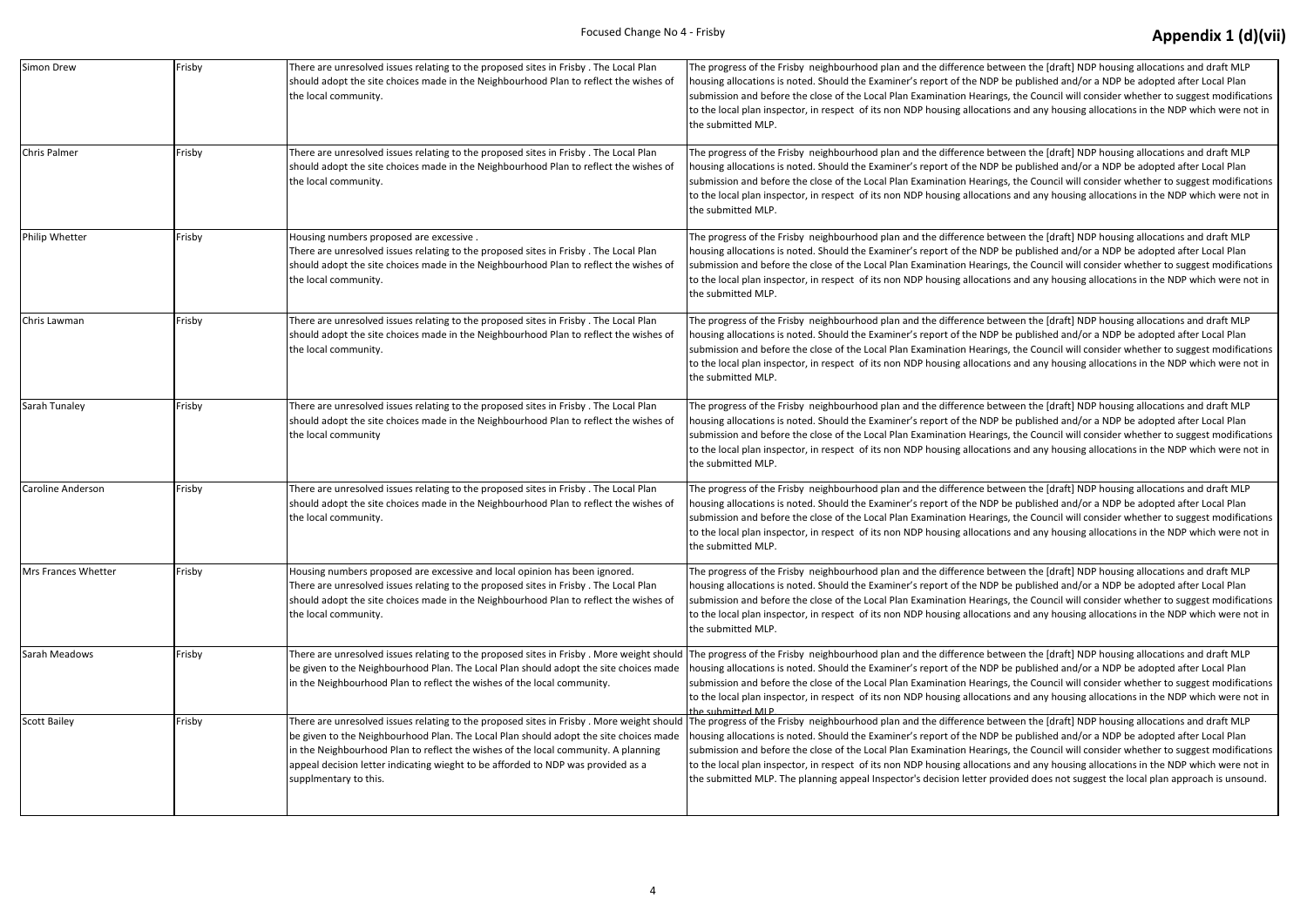| Simon Drew | Frisby | There are unresolved issues relating to the proposed sites in Frisby . The Local Plan should adopt the site choices made in the Neighbourhood Plan to reflect the wishes of the local community. | The progress of the Frisby neighbourhood plan and the difference between the [draft] NDP housing allocations and draft MLP housing allocations is noted. Should the Examiner's report of the NDP be published and/or a NDP be adopted after Local Plan submission and before the close of the Local Plan Examination Hearings, the Council will consider whether to suggest modifications to the local plan inspector, in respect of its non NDP housing allocations and any housing allocations in the NDP which were not in the submitted MLP. |
|---|---|---|---|
| Chris Palmer | Frisby | There are unresolved issues relating to the proposed sites in Frisby . The Local Plan should adopt the site choices made in the Neighbourhood Plan to reflect the wishes of the local community. | The progress of the Frisby neighbourhood plan and the difference between the [draft] NDP housing allocations and draft MLP housing allocations is noted. Should the Examiner's report of the NDP be published and/or a NDP be adopted after Local Plan submission and before the close of the Local Plan Examination Hearings, the Council will consider whether to suggest modifications to the local plan inspector, in respect of its non NDP housing allocations and any housing allocations in the NDP which were not in the submitted MLP. |
| Philip Whetter | Frisby | Housing numbers proposed are excessive .<br>There are unresolved issues relating to the proposed sites in Frisby . The Local Plan should adopt the site choices made in the Neighbourhood Plan to reflect the wishes of the local community. | The progress of the Frisby neighbourhood plan and the difference between the [draft] NDP housing allocations and draft MLP housing allocations is noted. Should the Examiner's report of the NDP be published and/or a NDP be adopted after Local Plan submission and before the close of the Local Plan Examination Hearings, the Council will consider whether to suggest modifications to the local plan inspector, in respect of its non NDP housing allocations and any housing allocations in the NDP which were not in the submitted MLP. |
| Chris Lawman | Frisby | There are unresolved issues relating to the proposed sites in Frisby . The Local Plan should adopt the site choices made in the Neighbourhood Plan to reflect the wishes of the local community. | The progress of the Frisby neighbourhood plan and the difference between the [draft] NDP housing allocations and draft MLP housing allocations is noted. Should the Examiner's report of the NDP be published and/or a NDP be adopted after Local Plan submission and before the close of the Local Plan Examination Hearings, the Council will consider whether to suggest modifications to the local plan inspector, in respect of its non NDP housing allocations and any housing allocations in the NDP which were not in the submitted MLP. |
| Sarah Tunaley | Frisby | There are unresolved issues relating to the proposed sites in Frisby . The Local Plan should adopt the site choices made in the Neighbourhood Plan to reflect the wishes of the local community | The progress of the Frisby neighbourhood plan and the difference between the [draft] NDP housing allocations and draft MLP housing allocations is noted. Should the Examiner's report of the NDP be published and/or a NDP be adopted after Local Plan submission and before the close of the Local Plan Examination Hearings, the Council will consider whether to suggest modifications to the local plan inspector, in respect of its non NDP housing allocations and any housing allocations in the NDP which were not in the submitted MLP. |
| Caroline Anderson | Frisby | There are unresolved issues relating to the proposed sites in Frisby . The Local Plan should adopt the site choices made in the Neighbourhood Plan to reflect the wishes of the local community. | The progress of the Frisby neighbourhood plan and the difference between the [draft] NDP housing allocations and draft MLP housing allocations is noted. Should the Examiner's report of the NDP be published and/or a NDP be adopted after Local Plan submission and before the close of the Local Plan Examination Hearings, the Council will consider whether to suggest modifications to the local plan inspector, in respect of its non NDP housing allocations and any housing allocations in the NDP which were not in the submitted MLP. |
| Mrs Frances Whetter | Frisby | Housing numbers proposed are excessive and local opinion has been ignored.<br>There are unresolved issues relating to the proposed sites in Frisby . The Local Plan should adopt the site choices made in the Neighbourhood Plan to reflect the wishes of the local community. | The progress of the Frisby neighbourhood plan and the difference between the [draft] NDP housing allocations and draft MLP housing allocations is noted. Should the Examiner's report of the NDP be published and/or a NDP be adopted after Local Plan submission and before the close of the Local Plan Examination Hearings, the Council will consider whether to suggest modifications to the local plan inspector, in respect of its non NDP housing allocations and any housing allocations in the NDP which were not in the submitted MLP. |
| Sarah Meadows | Frisby | There are unresolved issues relating to the proposed sites in Frisby . More weight should be given to the Neighbourhood Plan. The Local Plan should adopt the site choices made in the Neighbourhood Plan to reflect the wishes of the local community. | The progress of the Frisby neighbourhood plan and the difference between the [draft] NDP housing allocations and draft MLP housing allocations is noted. Should the Examiner's report of the NDP be published and/or a NDP be adopted after Local Plan submission and before the close of the Local Plan Examination Hearings, the Council will consider whether to suggest modifications to the local plan inspector, in respect of its non NDP housing allocations and any housing allocations in the NDP which were not in the submitted MLP |
| Scott Bailey | Frisby | There are unresolved issues relating to the proposed sites in Frisby . More weight should be given to the Neighbourhood Plan. The Local Plan should adopt the site choices made in the Neighbourhood Plan to reflect the wishes of the local community. A planning appeal decision letter indicating wieght to be afforded to NDP was provided as a supplmentary to this. | The progress of the Frisby neighbourhood plan and the difference between the [draft] NDP housing allocations and draft MLP housing allocations is noted. Should the Examiner's report of the NDP be published and/or a NDP be adopted after Local Plan submission and before the close of the Local Plan Examination Hearings, the Council will consider whether to suggest modifications to the local plan inspector, in respect of its non NDP housing allocations and any housing allocations in the NDP which were not in the submitted MLP. The planning appeal Inspector's decision letter provided does not suggest the local plan approach is unsound. |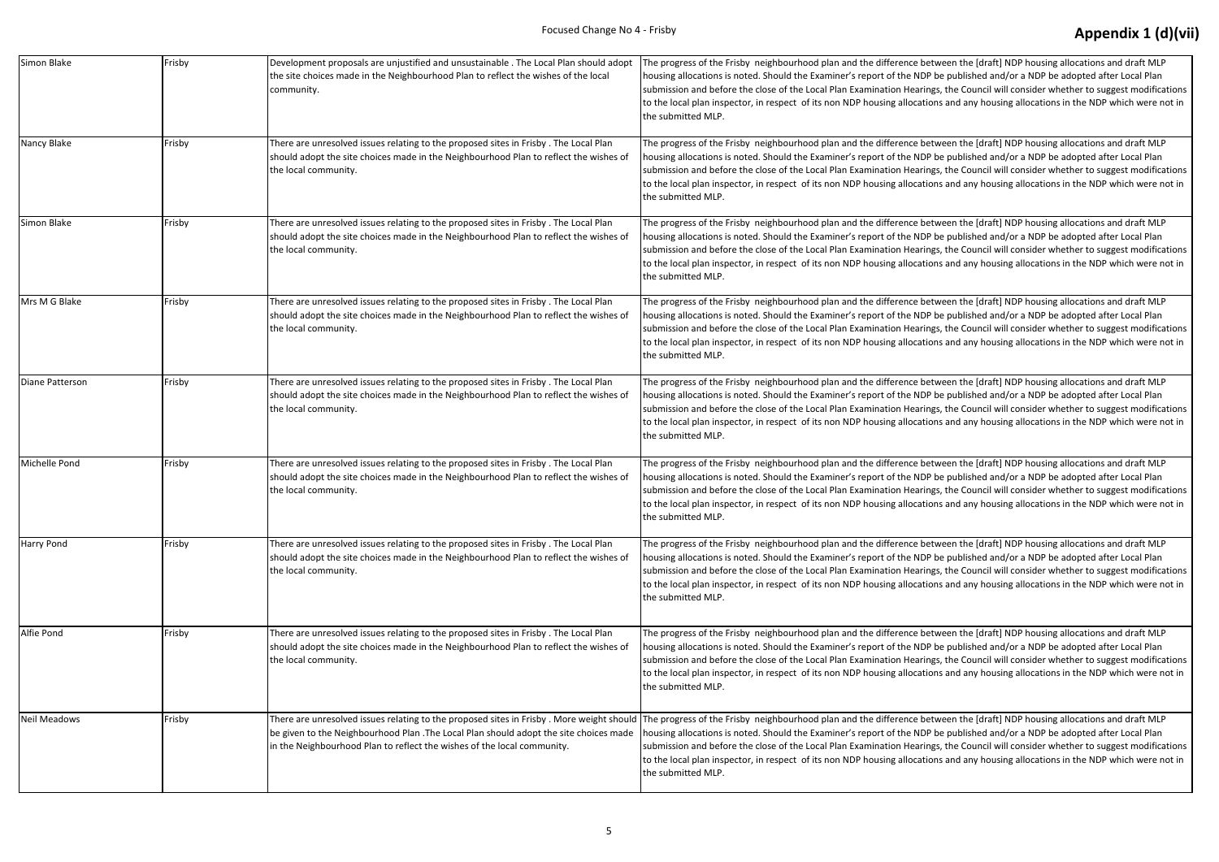| Simon Blake | Frisby | Development proposals are unjustified and unsustainable . The Local Plan should adopt the site choices made in the Neighbourhood Plan to reflect the wishes of the local community. | The progress of the Frisby neighbourhood plan and the difference between the [draft] NDP housing allocations and draft MLP housing allocations is noted. Should the Examiner's report of the NDP be published and/or a NDP be adopted after Local Plan submission and before the close of the Local Plan Examination Hearings, the Council will consider whether to suggest modifications to the local plan inspector, in respect of its non NDP housing allocations and any housing allocations in the NDP which were not in the submitted MLP. |
|---|---|---|---|
| Nancy Blake | Frisby | There are unresolved issues relating to the proposed sites in Frisby . The Local Plan should adopt the site choices made in the Neighbourhood Plan to reflect the wishes of the local community. | The progress of the Frisby neighbourhood plan and the difference between the [draft] NDP housing allocations and draft MLP housing allocations is noted. Should the Examiner's report of the NDP be published and/or a NDP be adopted after Local Plan submission and before the close of the Local Plan Examination Hearings, the Council will consider whether to suggest modifications to the local plan inspector, in respect of its non NDP housing allocations and any housing allocations in the NDP which were not in the submitted MLP. |
| Simon Blake | Frisby | There are unresolved issues relating to the proposed sites in Frisby . The Local Plan should adopt the site choices made in the Neighbourhood Plan to reflect the wishes of the local community. | The progress of the Frisby neighbourhood plan and the difference between the [draft] NDP housing allocations and draft MLP housing allocations is noted. Should the Examiner's report of the NDP be published and/or a NDP be adopted after Local Plan submission and before the close of the Local Plan Examination Hearings, the Council will consider whether to suggest modifications to the local plan inspector, in respect of its non NDP housing allocations and any housing allocations in the NDP which were not in the submitted MLP. |
| Mrs M G Blake | Frisby | There are unresolved issues relating to the proposed sites in Frisby . The Local Plan should adopt the site choices made in the Neighbourhood Plan to reflect the wishes of the local community. | The progress of the Frisby neighbourhood plan and the difference between the [draft] NDP housing allocations and draft MLP housing allocations is noted. Should the Examiner's report of the NDP be published and/or a NDP be adopted after Local Plan submission and before the close of the Local Plan Examination Hearings, the Council will consider whether to suggest modifications to the local plan inspector, in respect of its non NDP housing allocations and any housing allocations in the NDP which were not in the submitted MLP. |
| Diane Patterson | Frisby | There are unresolved issues relating to the proposed sites in Frisby . The Local Plan should adopt the site choices made in the Neighbourhood Plan to reflect the wishes of the local community. | The progress of the Frisby neighbourhood plan and the difference between the [draft] NDP housing allocations and draft MLP housing allocations is noted. Should the Examiner's report of the NDP be published and/or a NDP be adopted after Local Plan submission and before the close of the Local Plan Examination Hearings, the Council will consider whether to suggest modifications to the local plan inspector, in respect of its non NDP housing allocations and any housing allocations in the NDP which were not in the submitted MLP. |
| Michelle Pond | Frisby | There are unresolved issues relating to the proposed sites in Frisby . The Local Plan should adopt the site choices made in the Neighbourhood Plan to reflect the wishes of the local community. | The progress of the Frisby neighbourhood plan and the difference between the [draft] NDP housing allocations and draft MLP housing allocations is noted. Should the Examiner's report of the NDP be published and/or a NDP be adopted after Local Plan submission and before the close of the Local Plan Examination Hearings, the Council will consider whether to suggest modifications to the local plan inspector, in respect of its non NDP housing allocations and any housing allocations in the NDP which were not in the submitted MLP. |
| Harry Pond | Frisby | There are unresolved issues relating to the proposed sites in Frisby . The Local Plan should adopt the site choices made in the Neighbourhood Plan to reflect the wishes of the local community. | The progress of the Frisby neighbourhood plan and the difference between the [draft] NDP housing allocations and draft MLP housing allocations is noted. Should the Examiner's report of the NDP be published and/or a NDP be adopted after Local Plan submission and before the close of the Local Plan Examination Hearings, the Council will consider whether to suggest modifications to the local plan inspector, in respect of its non NDP housing allocations and any housing allocations in the NDP which were not in the submitted MLP. |
| Alfie Pond | Frisby | There are unresolved issues relating to the proposed sites in Frisby . The Local Plan should adopt the site choices made in the Neighbourhood Plan to reflect the wishes of the local community. | The progress of the Frisby neighbourhood plan and the difference between the [draft] NDP housing allocations and draft MLP housing allocations is noted. Should the Examiner's report of the NDP be published and/or a NDP be adopted after Local Plan submission and before the close of the Local Plan Examination Hearings, the Council will consider whether to suggest modifications to the local plan inspector, in respect of its non NDP housing allocations and any housing allocations in the NDP which were not in the submitted MLP. |
| Neil Meadows | Frisby | There are unresolved issues relating to the proposed sites in Frisby . More weight should be given to the Neighbourhood Plan .The Local Plan should adopt the site choices made in the Neighbourhood Plan to reflect the wishes of the local community. | The progress of the Frisby neighbourhood plan and the difference between the [draft] NDP housing allocations and draft MLP housing allocations is noted. Should the Examiner's report of the NDP be published and/or a NDP be adopted after Local Plan submission and before the close of the Local Plan Examination Hearings, the Council will consider whether to suggest modifications to the local plan inspector, in respect of its non NDP housing allocations and any housing allocations in the NDP which were not in the submitted MLP. |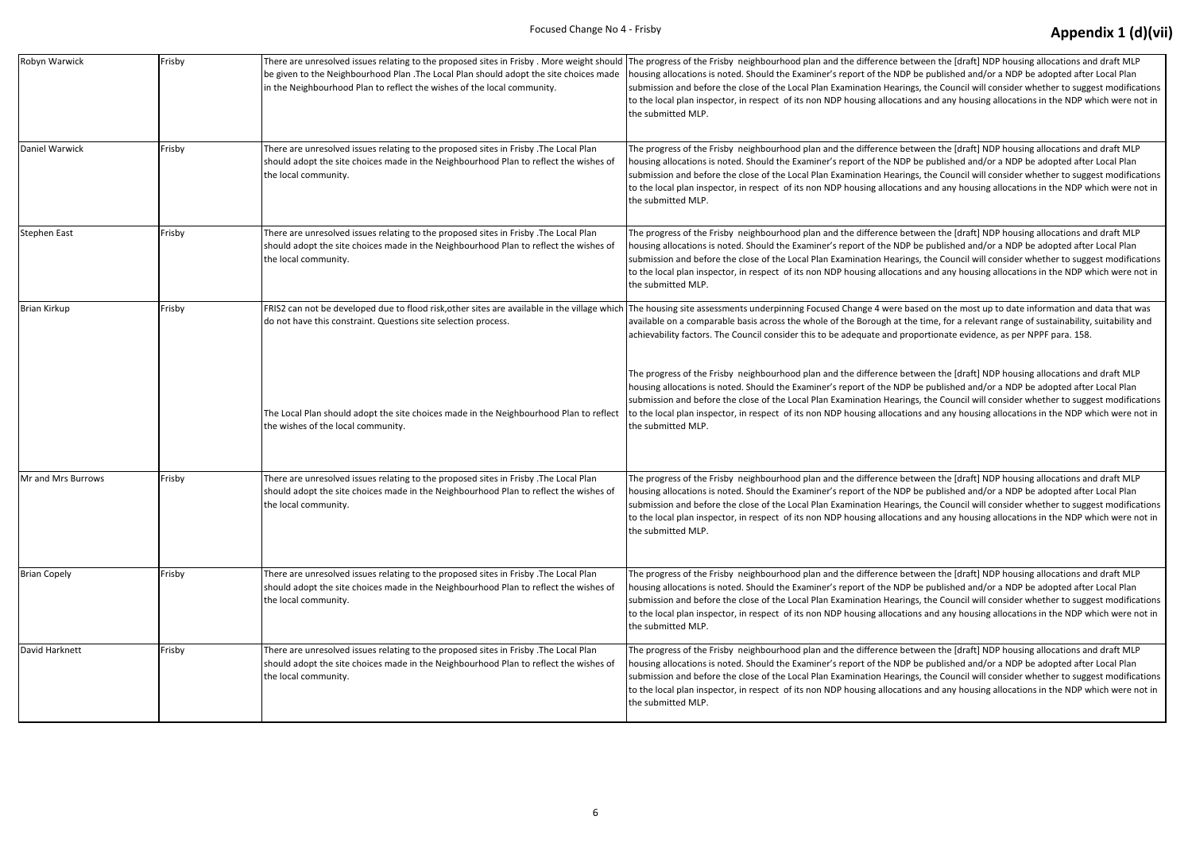| | | | |
|---|---|---|---|
| Robyn Warwick | Frisby | There are unresolved issues relating to the proposed sites in Frisby . More weight should be given to the Neighbourhood Plan .The Local Plan should adopt the site choices made in the Neighbourhood Plan to reflect the wishes of the local community. | The progress of the Frisby neighbourhood plan and the difference between the [draft] NDP housing allocations and draft MLP housing allocations is noted. Should the Examiner's report of the NDP be published and/or a NDP be adopted after Local Plan submission and before the close of the Local Plan Examination Hearings, the Council will consider whether to suggest modifications to the local plan inspector, in respect of its non NDP housing allocations and any housing allocations in the NDP which were not in the submitted MLP. |
| Daniel Warwick | Frisby | There are unresolved issues relating to the proposed sites in Frisby .The Local Plan should adopt the site choices made in the Neighbourhood Plan to reflect the wishes of the local community. | The progress of the Frisby neighbourhood plan and the difference between the [draft] NDP housing allocations and draft MLP housing allocations is noted. Should the Examiner's report of the NDP be published and/or a NDP be adopted after Local Plan submission and before the close of the Local Plan Examination Hearings, the Council will consider whether to suggest modifications to the local plan inspector, in respect of its non NDP housing allocations and any housing allocations in the NDP which were not in the submitted MLP. |
| Stephen East | Frisby | There are unresolved issues relating to the proposed sites in Frisby .The Local Plan should adopt the site choices made in the Neighbourhood Plan to reflect the wishes of the local community. | The progress of the Frisby neighbourhood plan and the difference between the [draft] NDP housing allocations and draft MLP housing allocations is noted. Should the Examiner's report of the NDP be published and/or a NDP be adopted after Local Plan submission and before the close of the Local Plan Examination Hearings, the Council will consider whether to suggest modifications to the local plan inspector, in respect of its non NDP housing allocations and any housing allocations in the NDP which were not in the submitted MLP. |
| Brian Kirkup | Frisby | FRIS2 can not be developed due to flood risk,other sites are available in the village which do not have this constraint. Questions site selection process.<br><br>The Local Plan should adopt the site choices made in the Neighbourhood Plan to reflect the wishes of the local community. | The housing site assessments underpinning Focused Change 4 were based on the most up to date information and data that was available on a comparable basis across the whole of the Borough at the time, for a relevant range of sustainability, suitability and achievability factors. The Council consider this to be adequate and proportionate evidence, as per NPPF para. 158.<br><br>The progress of the Frisby neighbourhood plan and the difference between the [draft] NDP housing allocations and draft MLP housing allocations is noted. Should the Examiner's report of the NDP be published and/or a NDP be adopted after Local Plan submission and before the close of the Local Plan Examination Hearings, the Council will consider whether to suggest modifications to the local plan inspector, in respect of its non NDP housing allocations and any housing allocations in the NDP which were not in the submitted MLP. |
| Mr and Mrs Burrows | Frisby | There are unresolved issues relating to the proposed sites in Frisby .The Local Plan should adopt the site choices made in the Neighbourhood Plan to reflect the wishes of the local community. | The progress of the Frisby neighbourhood plan and the difference between the [draft] NDP housing allocations and draft MLP housing allocations is noted. Should the Examiner's report of the NDP be published and/or a NDP be adopted after Local Plan submission and before the close of the Local Plan Examination Hearings, the Council will consider whether to suggest modifications to the local plan inspector, in respect of its non NDP housing allocations and any housing allocations in the NDP which were not in the submitted MLP. |
| Brian Copely | Frisby | There are unresolved issues relating to the proposed sites in Frisby .The Local Plan should adopt the site choices made in the Neighbourhood Plan to reflect the wishes of the local community. | The progress of the Frisby neighbourhood plan and the difference between the [draft] NDP housing allocations and draft MLP housing allocations is noted. Should the Examiner's report of the NDP be published and/or a NDP be adopted after Local Plan submission and before the close of the Local Plan Examination Hearings, the Council will consider whether to suggest modifications to the local plan inspector, in respect of its non NDP housing allocations and any housing allocations in the NDP which were not in the submitted MLP. |
| David Harknett | Frisby | There are unresolved issues relating to the proposed sites in Frisby .The Local Plan should adopt the site choices made in the Neighbourhood Plan to reflect the wishes of the local community. | The progress of the Frisby neighbourhood plan and the difference between the [draft] NDP housing allocations and draft MLP housing allocations is noted. Should the Examiner's report of the NDP be published and/or a NDP be adopted after Local Plan submission and before the close of the Local Plan Examination Hearings, the Council will consider whether to suggest modifications to the local plan inspector, in respect of its non NDP housing allocations and any housing allocations in the NDP which were not in the submitted MLP. |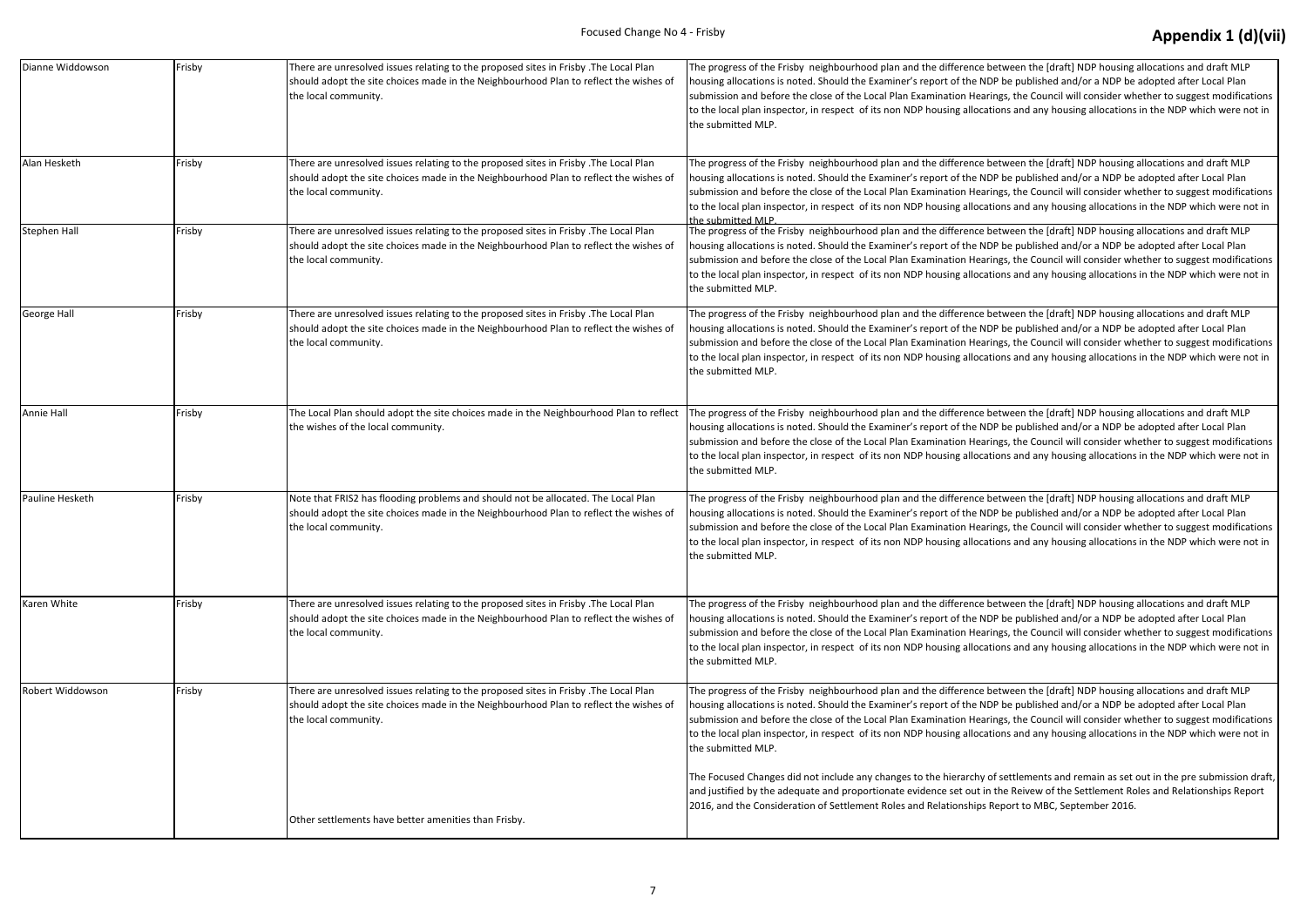| Dianne Widdowson | Frisby | There are unresolved issues relating to the proposed sites in Frisby .The Local Plan should adopt the site choices made in the Neighbourhood Plan to reflect the wishes of the local community. | The progress of the Frisby neighbourhood plan and the difference between the [draft] NDP housing allocations and draft MLP housing allocations is noted. Should the Examiner's report of the NDP be published and/or a NDP be adopted after Local Plan submission and before the close of the Local Plan Examination Hearings, the Council will consider whether to suggest modifications to the local plan inspector, in respect of its non NDP housing allocations and any housing allocations in the NDP which were not in the submitted MLP. |
|---|---|---|---|
| Alan Hesketh | Frisby | There are unresolved issues relating to the proposed sites in Frisby .The Local Plan should adopt the site choices made in the Neighbourhood Plan to reflect the wishes of the local community. | The progress of the Frisby neighbourhood plan and the difference between the [draft] NDP housing allocations and draft MLP housing allocations is noted. Should the Examiner's report of the NDP be published and/or a NDP be adopted after Local Plan submission and before the close of the Local Plan Examination Hearings, the Council will consider whether to suggest modifications to the local plan inspector, in respect of its non NDP housing allocations and any housing allocations in the NDP which were not in the submitted MLP. |
| Stephen Hall | Frisby | There are unresolved issues relating to the proposed sites in Frisby .The Local Plan should adopt the site choices made in the Neighbourhood Plan to reflect the wishes of the local community. | The progress of the Frisby neighbourhood plan and the difference between the [draft] NDP housing allocations and draft MLP housing allocations is noted. Should the Examiner's report of the NDP be published and/or a NDP be adopted after Local Plan submission and before the close of the Local Plan Examination Hearings, the Council will consider whether to suggest modifications to the local plan inspector, in respect of its non NDP housing allocations and any housing allocations in the NDP which were not in the submitted MLP. |
| George Hall | Frisby | There are unresolved issues relating to the proposed sites in Frisby .The Local Plan should adopt the site choices made in the Neighbourhood Plan to reflect the wishes of the local community. | The progress of the Frisby neighbourhood plan and the difference between the [draft] NDP housing allocations and draft MLP housing allocations is noted. Should the Examiner's report of the NDP be published and/or a NDP be adopted after Local Plan submission and before the close of the Local Plan Examination Hearings, the Council will consider whether to suggest modifications to the local plan inspector, in respect of its non NDP housing allocations and any housing allocations in the NDP which were not in the submitted MLP. |
| Annie Hall | Frisby | The Local Plan should adopt the site choices made in the Neighbourhood Plan to reflect the wishes of the local community. | The progress of the Frisby neighbourhood plan and the difference between the [draft] NDP housing allocations and draft MLP housing allocations is noted. Should the Examiner's report of the NDP be published and/or a NDP be adopted after Local Plan submission and before the close of the Local Plan Examination Hearings, the Council will consider whether to suggest modifications to the local plan inspector, in respect of its non NDP housing allocations and any housing allocations in the NDP which were not in the submitted MLP. |
| Pauline Hesketh | Frisby | Note that FRIS2 has flooding problems and should not be allocated. The Local Plan should adopt the site choices made in the Neighbourhood Plan to reflect the wishes of the local community. | The progress of the Frisby neighbourhood plan and the difference between the [draft] NDP housing allocations and draft MLP housing allocations is noted. Should the Examiner's report of the NDP be published and/or a NDP be adopted after Local Plan submission and before the close of the Local Plan Examination Hearings, the Council will consider whether to suggest modifications to the local plan inspector, in respect of its non NDP housing allocations and any housing allocations in the NDP which were not in the submitted MLP. |
| Karen White | Frisby | There are unresolved issues relating to the proposed sites in Frisby .The Local Plan should adopt the site choices made in the Neighbourhood Plan to reflect the wishes of the local community. | The progress of the Frisby neighbourhood plan and the difference between the [draft] NDP housing allocations and draft MLP housing allocations is noted. Should the Examiner's report of the NDP be published and/or a NDP be adopted after Local Plan submission and before the close of the Local Plan Examination Hearings, the Council will consider whether to suggest modifications to the local plan inspector, in respect of its non NDP housing allocations and any housing allocations in the NDP which were not in the submitted MLP. |
| Robert Widdowson | Frisby | There are unresolved issues relating to the proposed sites in Frisby .The Local Plan should adopt the site choices made in the Neighbourhood Plan to reflect the wishes of the local community.<br><br>Other settlements have better amenities than Frisby. | The progress of the Frisby neighbourhood plan and the difference between the [draft] NDP housing allocations and draft MLP housing allocations is noted. Should the Examiner's report of the NDP be published and/or a NDP be adopted after Local Plan submission and before the close of the Local Plan Examination Hearings, the Council will consider whether to suggest modifications to the local plan inspector, in respect of its non NDP housing allocations and any housing allocations in the NDP which were not in the submitted MLP.<br><br>The Focused Changes did not include any changes to the hierarchy of settlements and remain as set out in the pre submission draft, and justified by the adequate and proportionate evidence set out in the Reivew of the Settlement Roles and Relationships Report 2016, and the Consideration of Settlement Roles and Relationships Report to MBC, September 2016. |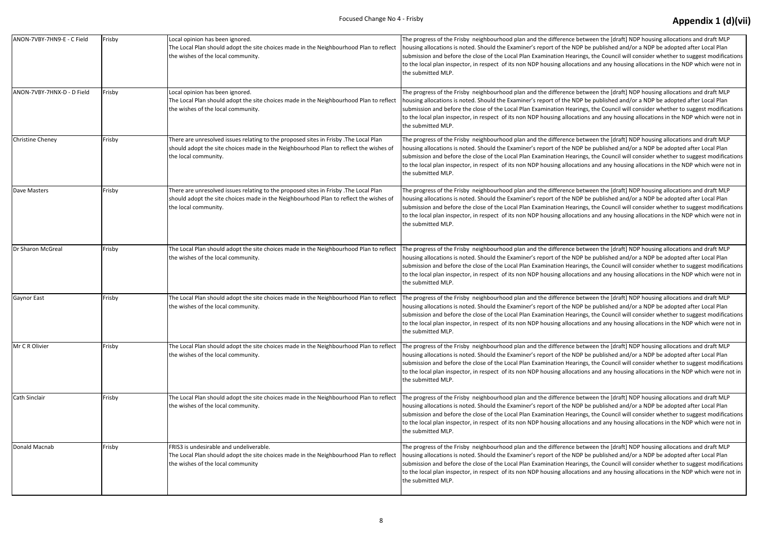| | | | |
|---|---|---|---|
| ANON-7VBY-7HN9-E - C Field | Frisby | Local opinion has been ignored.<br>The Local Plan should adopt the site choices made in the Neighbourhood Plan to reflect the wishes of the local community. | The progress of the Frisby neighbourhood plan and the difference between the [draft] NDP housing allocations and draft MLP housing allocations is noted. Should the Examiner's report of the NDP be published and/or a NDP be adopted after Local Plan submission and before the close of the Local Plan Examination Hearings, the Council will consider whether to suggest modifications to the local plan inspector, in respect of its non NDP housing allocations and any housing allocations in the NDP which were not in the submitted MLP. |
| ANON-7VBY-7HNX-D - D Field | Frisby | Local opinion has been ignored.<br>The Local Plan should adopt the site choices made in the Neighbourhood Plan to reflect the wishes of the local community. | The progress of the Frisby neighbourhood plan and the difference between the [draft] NDP housing allocations and draft MLP housing allocations is noted. Should the Examiner's report of the NDP be published and/or a NDP be adopted after Local Plan submission and before the close of the Local Plan Examination Hearings, the Council will consider whether to suggest modifications to the local plan inspector, in respect of its non NDP housing allocations and any housing allocations in the NDP which were not in the submitted MLP. |
| Christine Cheney | Frisby | There are unresolved issues relating to the proposed sites in Frisby .The Local Plan should adopt the site choices made in the Neighbourhood Plan to reflect the wishes of the local community. | The progress of the Frisby neighbourhood plan and the difference between the [draft] NDP housing allocations and draft MLP housing allocations is noted. Should the Examiner's report of the NDP be published and/or a NDP be adopted after Local Plan submission and before the close of the Local Plan Examination Hearings, the Council will consider whether to suggest modifications to the local plan inspector, in respect of its non NDP housing allocations and any housing allocations in the NDP which were not in the submitted MLP. |
| Dave Masters | Frisby | There are unresolved issues relating to the proposed sites in Frisby .The Local Plan should adopt the site choices made in the Neighbourhood Plan to reflect the wishes of the local community. | The progress of the Frisby neighbourhood plan and the difference between the [draft] NDP housing allocations and draft MLP housing allocations is noted. Should the Examiner's report of the NDP be published and/or a NDP be adopted after Local Plan submission and before the close of the Local Plan Examination Hearings, the Council will consider whether to suggest modifications to the local plan inspector, in respect of its non NDP housing allocations and any housing allocations in the NDP which were not in the submitted MLP. |
| Dr Sharon McGreal | Frisby | The Local Plan should adopt the site choices made in the Neighbourhood Plan to reflect the wishes of the local community. | The progress of the Frisby neighbourhood plan and the difference between the [draft] NDP housing allocations and draft MLP housing allocations is noted. Should the Examiner's report of the NDP be published and/or a NDP be adopted after Local Plan submission and before the close of the Local Plan Examination Hearings, the Council will consider whether to suggest modifications to the local plan inspector, in respect of its non NDP housing allocations and any housing allocations in the NDP which were not in the submitted MLP. |
| Gaynor East | Frisby | The Local Plan should adopt the site choices made in the Neighbourhood Plan to reflect the wishes of the local community. | The progress of the Frisby neighbourhood plan and the difference between the [draft] NDP housing allocations and draft MLP housing allocations is noted. Should the Examiner's report of the NDP be published and/or a NDP be adopted after Local Plan submission and before the close of the Local Plan Examination Hearings, the Council will consider whether to suggest modifications to the local plan inspector, in respect of its non NDP housing allocations and any housing allocations in the NDP which were not in the submitted MLP. |
| Mr C R Olivier | Frisby | The Local Plan should adopt the site choices made in the Neighbourhood Plan to reflect the wishes of the local community. | The progress of the Frisby neighbourhood plan and the difference between the [draft] NDP housing allocations and draft MLP housing allocations is noted. Should the Examiner's report of the NDP be published and/or a NDP be adopted after Local Plan submission and before the close of the Local Plan Examination Hearings, the Council will consider whether to suggest modifications to the local plan inspector, in respect of its non NDP housing allocations and any housing allocations in the NDP which were not in the submitted MLP. |
| Cath Sinclair | Frisby | The Local Plan should adopt the site choices made in the Neighbourhood Plan to reflect the wishes of the local community. | The progress of the Frisby neighbourhood plan and the difference between the [draft] NDP housing allocations and draft MLP housing allocations is noted. Should the Examiner's report of the NDP be published and/or a NDP be adopted after Local Plan submission and before the close of the Local Plan Examination Hearings, the Council will consider whether to suggest modifications to the local plan inspector, in respect of its non NDP housing allocations and any housing allocations in the NDP which were not in the submitted MLP. |
| Donald Macnab | Frisby | FRIS3 is undesirable and undeliverable.<br>The Local Plan should adopt the site choices made in the Neighbourhood Plan to reflect the wishes of the local community | The progress of the Frisby neighbourhood plan and the difference between the [draft] NDP housing allocations and draft MLP housing allocations is noted. Should the Examiner's report of the NDP be published and/or a NDP be adopted after Local Plan submission and before the close of the Local Plan Examination Hearings, the Council will consider whether to suggest modifications to the local plan inspector, in respect of its non NDP housing allocations and any housing allocations in the NDP which were not in the submitted MLP. |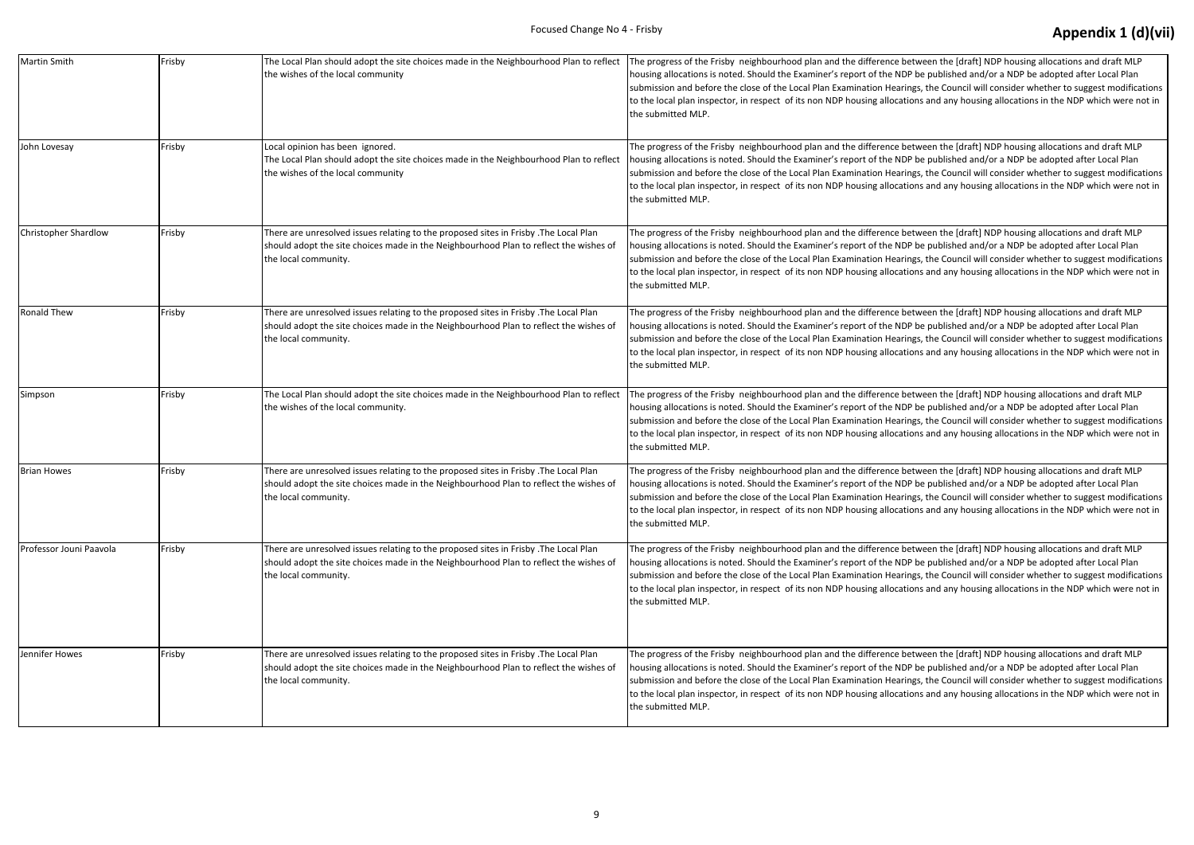| Martin Smith | Frisby | The Local Plan should adopt the site choices made in the Neighbourhood Plan to reflect the wishes of the local community | The progress of the Frisby neighbourhood plan and the difference between the [draft] NDP housing allocations and draft MLP housing allocations is noted. Should the Examiner's report of the NDP be published and/or a NDP be adopted after Local Plan submission and before the close of the Local Plan Examination Hearings, the Council will consider whether to suggest modifications to the local plan inspector, in respect of its non NDP housing allocations and any housing allocations in the NDP which were not in the submitted MLP. |
|---|---|---|---|
| John Lovesay | Frisby | Local opinion has been ignored.<br>The Local Plan should adopt the site choices made in the Neighbourhood Plan to reflect the wishes of the local community | The progress of the Frisby neighbourhood plan and the difference between the [draft] NDP housing allocations and draft MLP housing allocations is noted. Should the Examiner's report of the NDP be published and/or a NDP be adopted after Local Plan submission and before the close of the Local Plan Examination Hearings, the Council will consider whether to suggest modifications to the local plan inspector, in respect of its non NDP housing allocations and any housing allocations in the NDP which were not in the submitted MLP. |
| Christopher Shardlow | Frisby | There are unresolved issues relating to the proposed sites in Frisby .The Local Plan should adopt the site choices made in the Neighbourhood Plan to reflect the wishes of the local community. | The progress of the Frisby neighbourhood plan and the difference between the [draft] NDP housing allocations and draft MLP housing allocations is noted. Should the Examiner's report of the NDP be published and/or a NDP be adopted after Local Plan submission and before the close of the Local Plan Examination Hearings, the Council will consider whether to suggest modifications to the local plan inspector, in respect of its non NDP housing allocations and any housing allocations in the NDP which were not in the submitted MLP. |
| Ronald Thew | Frisby | There are unresolved issues relating to the proposed sites in Frisby .The Local Plan should adopt the site choices made in the Neighbourhood Plan to reflect the wishes of the local community. | The progress of the Frisby neighbourhood plan and the difference between the [draft] NDP housing allocations and draft MLP housing allocations is noted. Should the Examiner's report of the NDP be published and/or a NDP be adopted after Local Plan submission and before the close of the Local Plan Examination Hearings, the Council will consider whether to suggest modifications to the local plan inspector, in respect of its non NDP housing allocations and any housing allocations in the NDP which were not in the submitted MLP. |
| Simpson | Frisby | The Local Plan should adopt the site choices made in the Neighbourhood Plan to reflect the wishes of the local community. | The progress of the Frisby neighbourhood plan and the difference between the [draft] NDP housing allocations and draft MLP housing allocations is noted. Should the Examiner's report of the NDP be published and/or a NDP be adopted after Local Plan submission and before the close of the Local Plan Examination Hearings, the Council will consider whether to suggest modifications to the local plan inspector, in respect of its non NDP housing allocations and any housing allocations in the NDP which were not in the submitted MLP. |
| Brian Howes | Frisby | There are unresolved issues relating to the proposed sites in Frisby .The Local Plan should adopt the site choices made in the Neighbourhood Plan to reflect the wishes of the local community. | The progress of the Frisby neighbourhood plan and the difference between the [draft] NDP housing allocations and draft MLP housing allocations is noted. Should the Examiner's report of the NDP be published and/or a NDP be adopted after Local Plan submission and before the close of the Local Plan Examination Hearings, the Council will consider whether to suggest modifications to the local plan inspector, in respect of its non NDP housing allocations and any housing allocations in the NDP which were not in the submitted MLP. |
| Professor Jouni Paavola | Frisby | There are unresolved issues relating to the proposed sites in Frisby .The Local Plan should adopt the site choices made in the Neighbourhood Plan to reflect the wishes of the local community. | The progress of the Frisby neighbourhood plan and the difference between the [draft] NDP housing allocations and draft MLP housing allocations is noted. Should the Examiner's report of the NDP be published and/or a NDP be adopted after Local Plan submission and before the close of the Local Plan Examination Hearings, the Council will consider whether to suggest modifications to the local plan inspector, in respect of its non NDP housing allocations and any housing allocations in the NDP which were not in the submitted MLP. |
| Jennifer Howes | Frisby | There are unresolved issues relating to the proposed sites in Frisby .The Local Plan should adopt the site choices made in the Neighbourhood Plan to reflect the wishes of the local community. | The progress of the Frisby neighbourhood plan and the difference between the [draft] NDP housing allocations and draft MLP housing allocations is noted. Should the Examiner's report of the NDP be published and/or a NDP be adopted after Local Plan submission and before the close of the Local Plan Examination Hearings, the Council will consider whether to suggest modifications to the local plan inspector, in respect of its non NDP housing allocations and any housing allocations in the NDP which were not in the submitted MLP. |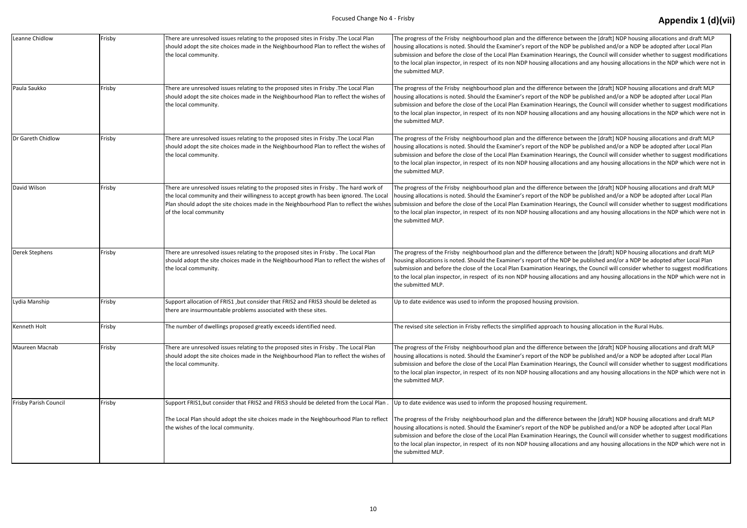| | | | |
|---|---|---|---|
| Leanne Chidlow | Frisby | There are unresolved issues relating to the proposed sites in Frisby .The Local Plan should adopt the site choices made in the Neighbourhood Plan to reflect the wishes of the local community. | The progress of the Frisby neighbourhood plan and the difference between the [draft] NDP housing allocations and draft MLP housing allocations is noted. Should the Examiner's report of the NDP be published and/or a NDP be adopted after Local Plan submission and before the close of the Local Plan Examination Hearings, the Council will consider whether to suggest modifications to the local plan inspector, in respect of its non NDP housing allocations and any housing allocations in the NDP which were not in the submitted MLP. |
| Paula Saukko | Frisby | There are unresolved issues relating to the proposed sites in Frisby .The Local Plan should adopt the site choices made in the Neighbourhood Plan to reflect the wishes of the local community. | The progress of the Frisby neighbourhood plan and the difference between the [draft] NDP housing allocations and draft MLP housing allocations is noted. Should the Examiner's report of the NDP be published and/or a NDP be adopted after Local Plan submission and before the close of the Local Plan Examination Hearings, the Council will consider whether to suggest modifications to the local plan inspector, in respect of its non NDP housing allocations and any housing allocations in the NDP which were not in the submitted MLP. |
| Dr Gareth Chidlow | Frisby | There are unresolved issues relating to the proposed sites in Frisby .The Local Plan should adopt the site choices made in the Neighbourhood Plan to reflect the wishes of the local community. | The progress of the Frisby neighbourhood plan and the difference between the [draft] NDP housing allocations and draft MLP housing allocations is noted. Should the Examiner's report of the NDP be published and/or a NDP be adopted after Local Plan submission and before the close of the Local Plan Examination Hearings, the Council will consider whether to suggest modifications to the local plan inspector, in respect of its non NDP housing allocations and any housing allocations in the NDP which were not in the submitted MLP. |
| David Wilson | Frisby | There are unresolved issues relating to the proposed sites in Frisby . The hard work of the local community and their willingness to accept growth has been ignored. The Local Plan should adopt the site choices made in the Neighbourhood Plan to reflect the wishes of the local community | The progress of the Frisby neighbourhood plan and the difference between the [draft] NDP housing allocations and draft MLP housing allocations is noted. Should the Examiner's report of the NDP be published and/or a NDP be adopted after Local Plan submission and before the close of the Local Plan Examination Hearings, the Council will consider whether to suggest modifications to the local plan inspector, in respect of its non NDP housing allocations and any housing allocations in the NDP which were not in the submitted MLP. |
| Derek Stephens | Frisby | There are unresolved issues relating to the proposed sites in Frisby . The Local Plan should adopt the site choices made in the Neighbourhood Plan to reflect the wishes of the local community. | The progress of the Frisby neighbourhood plan and the difference between the [draft] NDP housing allocations and draft MLP housing allocations is noted. Should the Examiner's report of the NDP be published and/or a NDP be adopted after Local Plan submission and before the close of the Local Plan Examination Hearings, the Council will consider whether to suggest modifications to the local plan inspector, in respect of its non NDP housing allocations and any housing allocations in the NDP which were not in the submitted MLP. |
| Lydia Manship | Frisby | Support allocation of FRIS1 ,but consider that FRIS2 and FRIS3 should be deleted as there are insurmountable problems associated with these sites. | Up to date evidence was used to inform the proposed housing provision. |
| Kenneth Holt | Frisby | The number of dwellings proposed greatly exceeds identified need. | The revised site selection in Frisby reflects the simplified approach to housing allocation in the Rural Hubs. |
| Maureen Macnab | Frisby | There are unresolved issues relating to the proposed sites in Frisby . The Local Plan should adopt the site choices made in the Neighbourhood Plan to reflect the wishes of the local community. | The progress of the Frisby neighbourhood plan and the difference between the [draft] NDP housing allocations and draft MLP housing allocations is noted. Should the Examiner's report of the NDP be published and/or a NDP be adopted after Local Plan submission and before the close of the Local Plan Examination Hearings, the Council will consider whether to suggest modifications to the local plan inspector, in respect of its non NDP housing allocations and any housing allocations in the NDP which were not in the submitted MLP. |
| Frisby Parish Council | Frisby | Support FRIS1,but consider that FRIS2 and FRIS3 should be deleted from the Local Plan .<br><br>The Local Plan should adopt the site choices made in the Neighbourhood Plan to reflect the wishes of the local community. | Up to date evidence was used to inform the proposed housing requirement.<br><br>The progress of the Frisby neighbourhood plan and the difference between the [draft] NDP housing allocations and draft MLP housing allocations is noted. Should the Examiner's report of the NDP be published and/or a NDP be adopted after Local Plan submission and before the close of the Local Plan Examination Hearings, the Council will consider whether to suggest modifications to the local plan inspector, in respect of its non NDP housing allocations and any housing allocations in the NDP which were not in the submitted MLP. |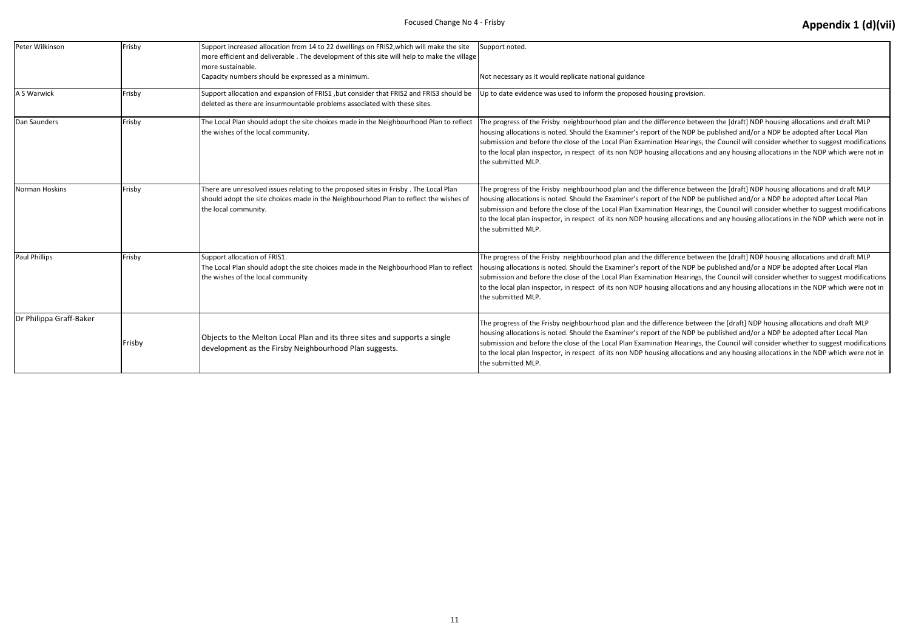| | | | |
|---|---|---|---|
| Peter Wilkinson | Frisby | Support increased allocation from 14 to 22 dwellings on FRIS2,which will make the site more efficient and deliverable . The development of this site will help to make the village more sustainable.<br>Capacity numbers should be expressed as a minimum. | Support noted.<br><br>Not necessary as it would replicate national guidance |
| A S Warwick | Frisby | Support allocation and expansion of FRIS1 ,but consider that FRIS2 and FRIS3 should be deleted as there are insurmountable problems associated with these sites. | Up to date evidence was used to inform the proposed housing provision. |
| Dan Saunders | Frisby | The Local Plan should adopt the site choices made in the Neighbourhood Plan to reflect the wishes of the local community. | The progress of the Frisby neighbourhood plan and the difference between the [draft] NDP housing allocations and draft MLP housing allocations is noted. Should the Examiner's report of the NDP be published and/or a NDP be adopted after Local Plan submission and before the close of the Local Plan Examination Hearings, the Council will consider whether to suggest modifications to the local plan inspector, in respect of its non NDP housing allocations and any housing allocations in the NDP which were not in the submitted MLP. |
| Norman Hoskins | Frisby | There are unresolved issues relating to the proposed sites in Frisby . The Local Plan should adopt the site choices made in the Neighbourhood Plan to reflect the wishes of the local community. | The progress of the Frisby neighbourhood plan and the difference between the [draft] NDP housing allocations and draft MLP housing allocations is noted. Should the Examiner's report of the NDP be published and/or a NDP be adopted after Local Plan submission and before the close of the Local Plan Examination Hearings, the Council will consider whether to suggest modifications to the local plan inspector, in respect of its non NDP housing allocations and any housing allocations in the NDP which were not in the submitted MLP. |
| Paul Phillips | Frisby | Support allocation of FRIS1.<br>The Local Plan should adopt the site choices made in the Neighbourhood Plan to reflect the wishes of the local community | The progress of the Frisby neighbourhood plan and the difference between the [draft] NDP housing allocations and draft MLP housing allocations is noted. Should the Examiner's report of the NDP be published and/or a NDP be adopted after Local Plan submission and before the close of the Local Plan Examination Hearings, the Council will consider whether to suggest modifications to the local plan inspector, in respect of its non NDP housing allocations and any housing allocations in the NDP which were not in the submitted MLP. |
| Dr Philippa Graff-Baker | Frisby | Objects to the Melton Local Plan and its three sites and supports a single development as the Firsby Neighbourhood Plan suggests. | The progress of the Frisby neighbourhood plan and the difference between the [draft] NDP housing allocations and draft MLP housing allocations is noted. Should the Examiner's report of the NDP be published and/or a NDP be adopted after Local Plan submission and before the close of the Local Plan Examination Hearings, the Council will consider whether to suggest modifications to the local plan Inspector, in respect of its non NDP housing allocations and any housing allocations in the NDP which were not in the submitted MLP. |